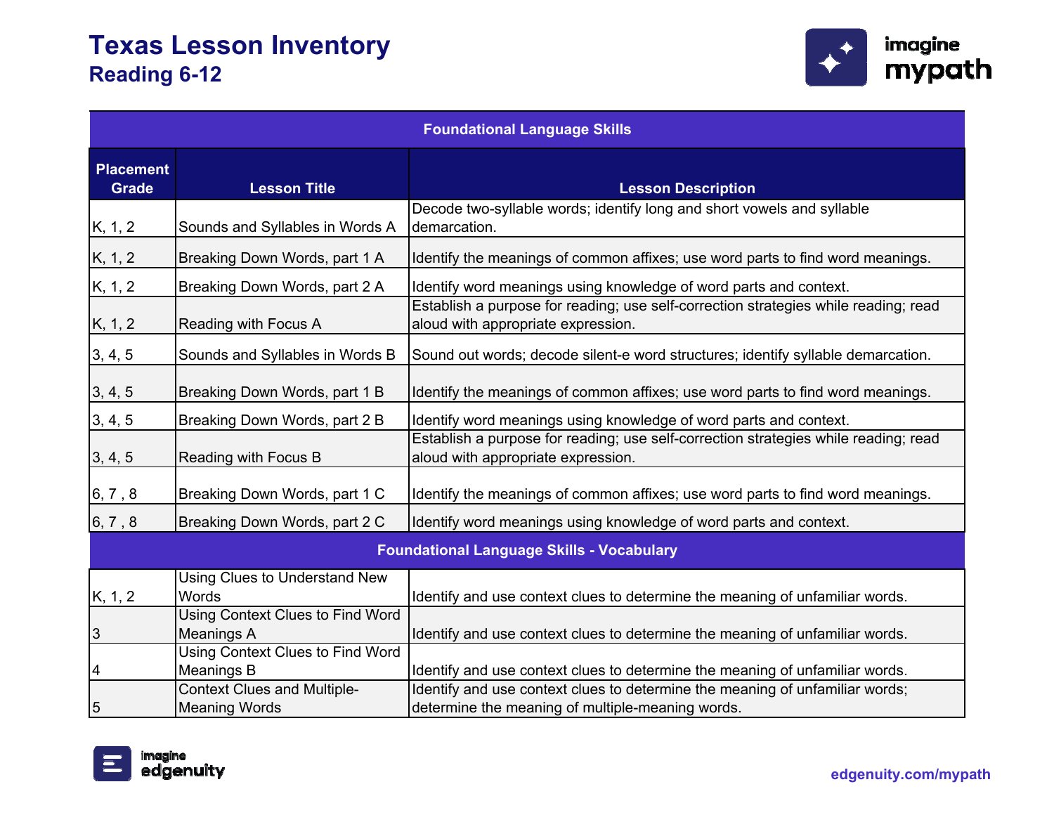# Texas Lesson Inventory

## Reading 6-12

| Foundational Language Skills | | |
|---|---|---|
| **Placement Grade** | **Lesson Title** | **Lesson Description** |
| K, 1, 2 | Sounds and Syllables in Words A | Decode two-syllable words; identify long and short vowels and syllable demarcation. |
| K, 1, 2 | Breaking Down Words, part 1 A | Identify the meanings of common affixes; use word parts to find word meanings. |
| K, 1, 2 | Breaking Down Words, part 2 A | Identify word meanings using knowledge of word parts and context. |
| K, 1, 2 | Reading with Focus A | Establish a purpose for reading; use self-correction strategies while reading; read aloud with appropriate expression. |
| 3, 4, 5 | Sounds and Syllables in Words B | Sound out words; decode silent-e word structures; identify syllable demarcation. |
| 3, 4, 5 | Breaking Down Words, part 1 B | Identify the meanings of common affixes; use word parts to find word meanings. |
| 3, 4, 5 | Breaking Down Words, part 2 B | Identify word meanings using knowledge of word parts and context. |
| 3, 4, 5 | Reading with Focus B | Establish a purpose for reading; use self-correction strategies while reading; read aloud with appropriate expression. |
| 6, 7 , 8 | Breaking Down Words, part 1 C | Identify the meanings of common affixes; use word parts to find word meanings. |
| 6, 7 , 8 | Breaking Down Words, part 2 C | Identify word meanings using knowledge of word parts and context. |
| **Foundational Language Skills - Vocabulary** | | |
| K, 1, 2 | Using Clues to Understand New Words | Identify and use context clues to determine the meaning of unfamiliar words. |
| 3 | Using Context Clues to Find Word Meanings A | Identify and use context clues to determine the meaning of unfamiliar words. |
| 4 | Using Context Clues to Find Word Meanings B | Identify and use context clues to determine the meaning of unfamiliar words. |
| 5 | Context Clues and Multiple-Meaning Words | Identify and use context clues to determine the meaning of unfamiliar words; determine the meaning of multiple-meaning words. |

edgenuity.com/mypath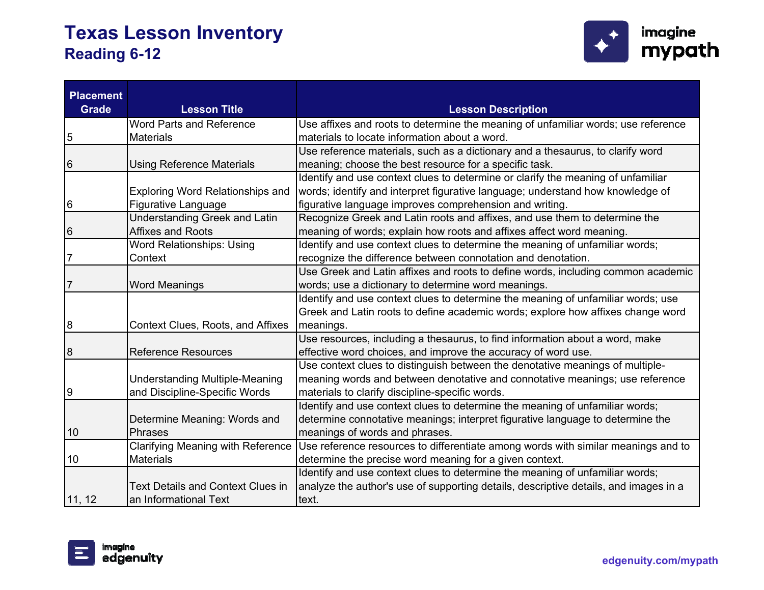# Texas Lesson Inventory

## Reading 6-12

| Placement Grade | Lesson Title | Lesson Description |
|---|---|---|
| 5 | Word Parts and Reference Materials | Use affixes and roots to determine the meaning of unfamiliar words; use reference materials to locate information about a word. |
| 6 | Using Reference Materials | Use reference materials, such as a dictionary and a thesaurus, to clarify word meaning; choose the best resource for a specific task. |
| 6 | Exploring Word Relationships and Figurative Language | Identify and use context clues to determine or clarify the meaning of unfamiliar words; identify and interpret figurative language; understand how knowledge of figurative language improves comprehension and writing. |
| 6 | Understanding Greek and Latin Affixes and Roots | Recognize Greek and Latin roots and affixes, and use them to determine the meaning of words; explain how roots and affixes affect word meaning. |
| 7 | Word Relationships: Using Context | Identify and use context clues to determine the meaning of unfamiliar words; recognize the difference between connotation and denotation. |
| 7 | Word Meanings | Use Greek and Latin affixes and roots to define words, including common academic words; use a dictionary to determine word meanings. |
| 8 | Context Clues, Roots, and Affixes | Identify and use context clues to determine the meaning of unfamiliar words; use Greek and Latin roots to define academic words; explore how affixes change word meanings. |
| 8 | Reference Resources | Use resources, including a thesaurus, to find information about a word, make effective word choices, and improve the accuracy of word use. |
| 9 | Understanding Multiple-Meaning and Discipline-Specific Words | Use context clues to distinguish between the denotative meanings of multiple-meaning words and between denotative and connotative meanings; use reference materials to clarify discipline-specific words. |
| 10 | Determine Meaning: Words and Phrases | Identify and use context clues to determine the meaning of unfamiliar words; determine connotative meanings; interpret figurative language to determine the meanings of words and phrases. |
| 10 | Clarifying Meaning with Reference Materials | Use reference resources to differentiate among words with similar meanings and to determine the precise word meaning for a given context. |
| 11, 12 | Text Details and Context Clues in an Informational Text | Identify and use context clues to determine the meaning of unfamiliar words; analyze the author's use of supporting details, descriptive details, and images in a text. |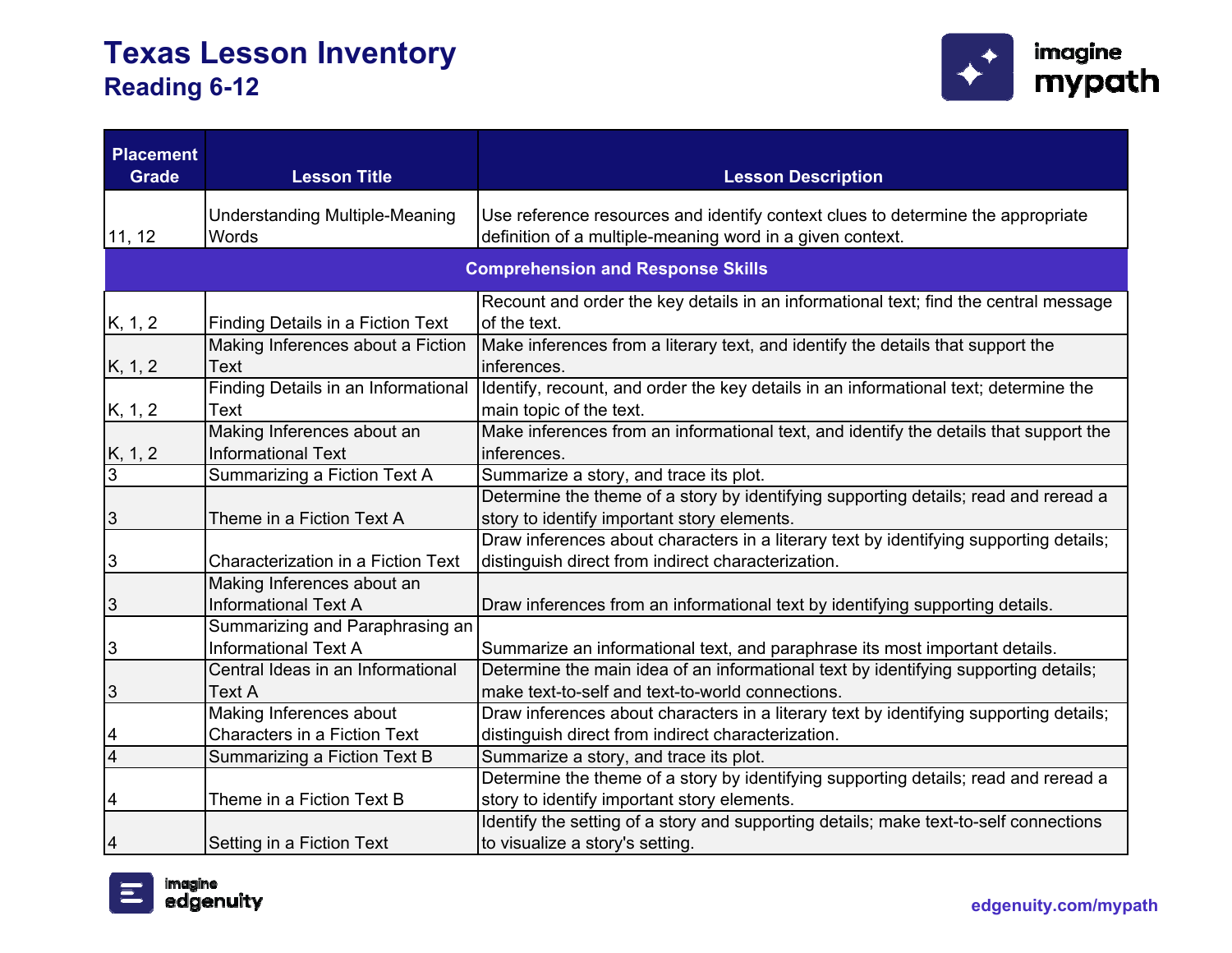# Texas Lesson Inventory
## Reading 6-12

| Placement Grade | Lesson Title | Lesson Description |
|---|---|---|
| 11, 12 | Understanding Multiple-Meaning Words | Use reference resources and identify context clues to determine the appropriate definition of a multiple-meaning word in a given context. |
| **Comprehension and Response Skills** | | |
| K, 1, 2 | Finding Details in a Fiction Text | Recount and order the key details in an informational text; find the central message of the text. |
| K, 1, 2 | Making Inferences about a Fiction Text | Make inferences from a literary text, and identify the details that support the inferences. |
| K, 1, 2 | Finding Details in an Informational Text | Identify, recount, and order the key details in an informational text; determine the main topic of the text. |
| K, 1, 2 | Making Inferences about an Informational Text | Make inferences from an informational text, and identify the details that support the inferences. |
| 3 | Summarizing a Fiction Text A | Summarize a story, and trace its plot. |
| 3 | Theme in a Fiction Text A | Determine the theme of a story by identifying supporting details; read and reread a story to identify important story elements. |
| 3 | Characterization in a Fiction Text | Draw inferences about characters in a literary text by identifying supporting details; distinguish direct from indirect characterization. |
| 3 | Making Inferences about an Informational Text A | Draw inferences from an informational text by identifying supporting details. |
| 3 | Summarizing and Paraphrasing an Informational Text A | Summarize an informational text, and paraphrase its most important details. |
| 3 | Central Ideas in an Informational Text A | Determine the main idea of an informational text by identifying supporting details; make text-to-self and text-to-world connections. |
| 4 | Making Inferences about Characters in a Fiction Text | Draw inferences about characters in a literary text by identifying supporting details; distinguish direct from indirect characterization. |
| 4 | Summarizing a Fiction Text B | Summarize a story, and trace its plot. |
| 4 | Theme in a Fiction Text B | Determine the theme of a story by identifying supporting details; read and reread a story to identify important story elements. |
| 4 | Setting in a Fiction Text | Identify the setting of a story and supporting details; make text-to-self connections to visualize a story's setting. |

edgenuity.com/mypath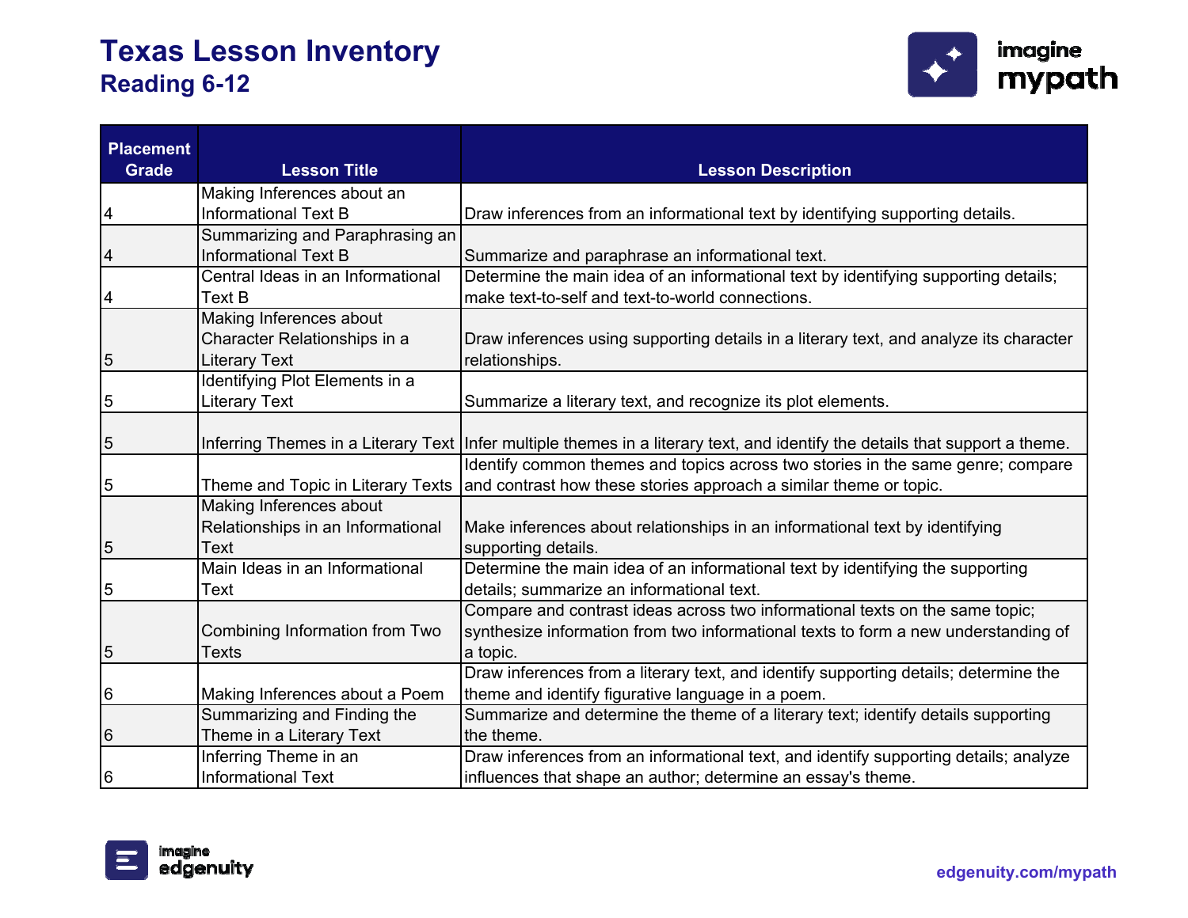# Texas Lesson Inventory

## Reading 6-12

| Placement Grade | Lesson Title | Lesson Description |
|---|---|---|
| 4 | Making Inferences about an Informational Text B | Draw inferences from an informational text by identifying supporting details. |
| 4 | Summarizing and Paraphrasing an Informational Text B | Summarize and paraphrase an informational text. |
| 4 | Central Ideas in an Informational Text B | Determine the main idea of an informational text by identifying supporting details; make text-to-self and text-to-world connections. |
| 5 | Making Inferences about Character Relationships in a Literary Text | Draw inferences using supporting details in a literary text, and analyze its character relationships. |
| 5 | Identifying Plot Elements in a Literary Text | Summarize a literary text, and recognize its plot elements. |
| 5 | Inferring Themes in a Literary Text | Infer multiple themes in a literary text, and identify the details that support a theme. |
| 5 | Theme and Topic in Literary Texts | Identify common themes and topics across two stories in the same genre; compare and contrast how these stories approach a similar theme or topic. |
| 5 | Making Inferences about Relationships in an Informational Text | Make inferences about relationships in an informational text by identifying supporting details. |
| 5 | Main Ideas in an Informational Text | Determine the main idea of an informational text by identifying the supporting details; summarize an informational text. |
| 5 | Combining Information from Two Texts | Compare and contrast ideas across two informational texts on the same topic; synthesize information from two informational texts to form a new understanding of a topic. |
| 6 | Making Inferences about a Poem | Draw inferences from a literary text, and identify supporting details; determine the theme and identify figurative language in a poem. |
| 6 | Summarizing and Finding the Theme in a Literary Text | Summarize and determine the theme of a literary text; identify details supporting the theme. |
| 6 | Inferring Theme in an Informational Text | Draw inferences from an informational text, and identify supporting details; analyze influences that shape an author; determine an essay's theme. |

edgenuity.com/mypath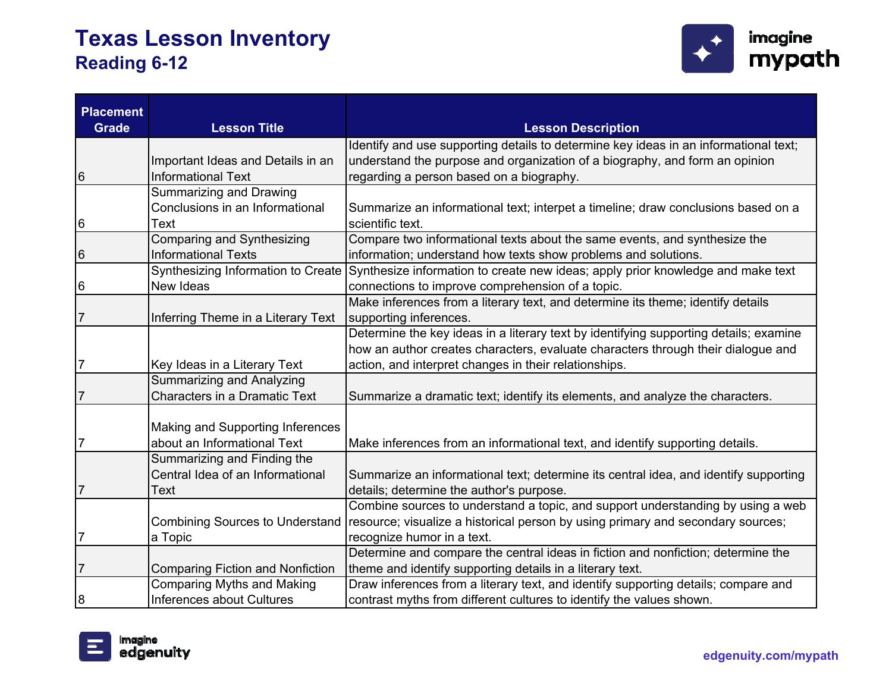# Texas Lesson Inventory

## Reading 6-12

| Placement Grade | Lesson Title | Lesson Description |
|---|---|---|
| 6 | Important Ideas and Details in an Informational Text | Identify and use supporting details to determine key ideas in an informational text; understand the purpose and organization of a biography, and form an opinion regarding a person based on a biography. |
| 6 | Summarizing and Drawing Conclusions in an Informational Text | Summarize an informational text; interpet a timeline; draw conclusions based on a scientific text. |
| 6 | Comparing and Synthesizing Informational Texts | Compare two informational texts about the same events, and synthesize the information; understand how texts show problems and solutions. |
| 6 | Synthesizing Information to Create New Ideas | Synthesize information to create new ideas; apply prior knowledge and make text connections to improve comprehension of a topic. |
| 7 | Inferring Theme in a Literary Text | Make inferences from a literary text, and determine its theme; identify details supporting inferences. |
| 7 | Key Ideas in a Literary Text | Determine the key ideas in a literary text by identifying supporting details; examine how an author creates characters, evaluate characters through their dialogue and action, and interpret changes in their relationships. |
| 7 | Summarizing and Analyzing Characters in a Dramatic Text | Summarize a dramatic text; identify its elements, and analyze the characters. |
| 7 | Making and Supporting Inferences about an Informational Text | Make inferences from an informational text, and identify supporting details. |
| 7 | Summarizing and Finding the Central Idea of an Informational Text | Summarize an informational text; determine its central idea, and identify supporting details; determine the author's purpose. |
| 7 | Combining Sources to Understand a Topic | Combine sources to understand a topic, and support understanding by using a web resource; visualize a historical person by using primary and secondary sources; recognize humor in a text. |
| 7 | Comparing Fiction and Nonfiction | Determine and compare the central ideas in fiction and nonfiction; determine the theme and identify supporting details in a literary text. |
| 8 | Comparing Myths and Making Inferences about Cultures | Draw inferences from a literary text, and identify supporting details; compare and contrast myths from different cultures to identify the values shown. |

edgenuity.com/mypath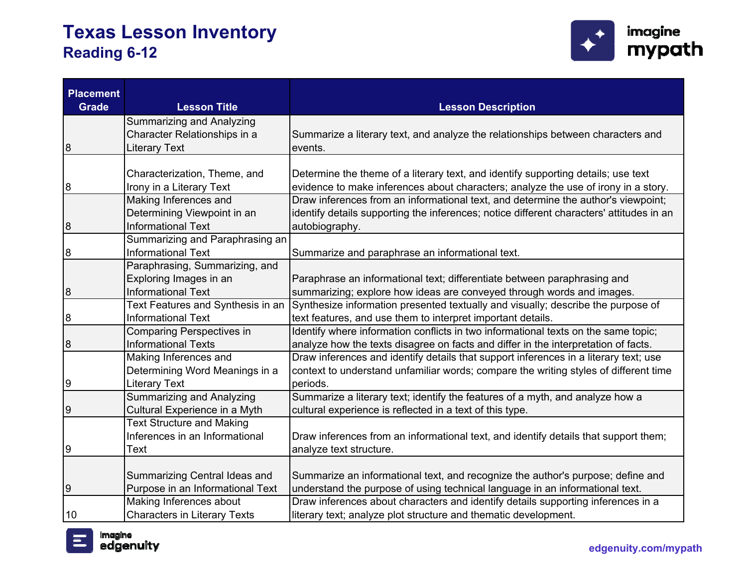# Texas Lesson Inventory

## Reading 6-12

| Placement Grade | Lesson Title | Lesson Description |
|---|---|---|
| 8 | Summarizing and Analyzing Character Relationships in a Literary Text | Summarize a literary text, and analyze the relationships between characters and events. |
| 8 | Characterization, Theme, and Irony in a Literary Text | Determine the theme of a literary text, and identify supporting details; use text evidence to make inferences about characters; analyze the use of irony in a story. |
| 8 | Making Inferences and Determining Viewpoint in an Informational Text | Draw inferences from an informational text, and determine the author's viewpoint; identify details supporting the inferences; notice different characters' attitudes in an autobiography. |
| 8 | Summarizing and Paraphrasing an Informational Text | Summarize and paraphrase an informational text. |
| 8 | Paraphrasing, Summarizing, and Exploring Images in an Informational Text | Paraphrase an informational text; differentiate between paraphrasing and summarizing; explore how ideas are conveyed through words and images. |
| 8 | Text Features and Synthesis in an Informational Text | Synthesize information presented textually and visually; describe the purpose of text features, and use them to interpret important details. |
| 8 | Comparing Perspectives in Informational Texts | Identify where information conflicts in two informational texts on the same topic; analyze how the texts disagree on facts and differ in the interpretation of facts. |
| 9 | Making Inferences and Determining Word Meanings in a Literary Text | Draw inferences and identify details that support inferences in a literary text; use context to understand unfamiliar words; compare the writing styles of different time periods. |
| 9 | Summarizing and Analyzing Cultural Experience in a Myth | Summarize a literary text; identify the features of a myth, and analyze how a cultural experience is reflected in a text of this type. |
| 9 | Text Structure and Making Inferences in an Informational Text | Draw inferences from an informational text, and identify details that support them; analyze text structure. |
| 9 | Summarizing Central Ideas and Purpose in an Informational Text | Summarize an informational text, and recognize the author's purpose; define and understand the purpose of using technical language in an informational text. |
| 10 | Making Inferences about Characters in Literary Texts | Draw inferences about characters and identify details supporting inferences in a literary text; analyze plot structure and thematic development. |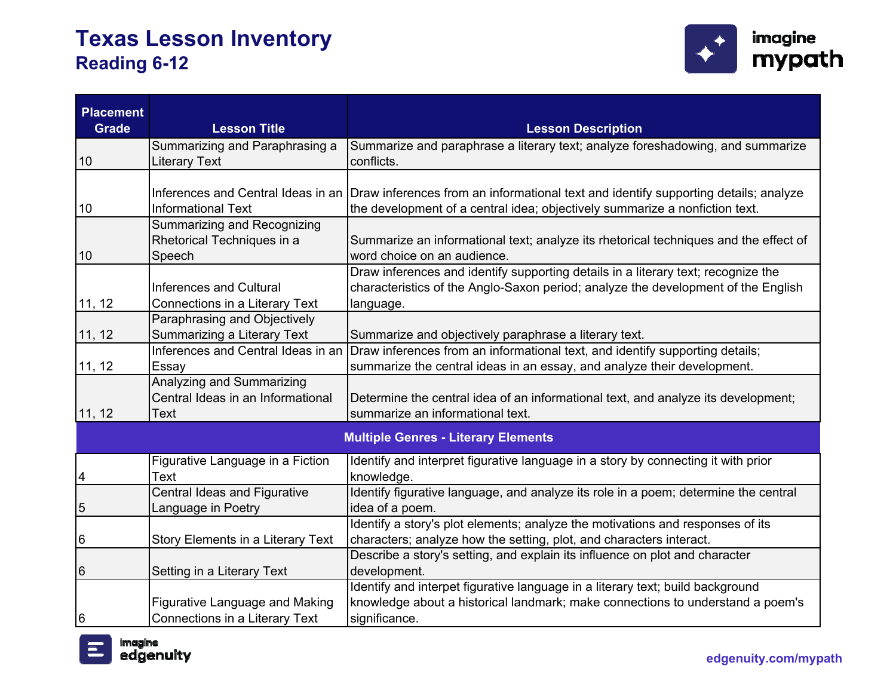# Texas Lesson Inventory
## Reading 6-12

| Placement Grade | Lesson Title | Lesson Description |
|---|---|---|
| 10 | Summarizing and Paraphrasing a Literary Text | Summarize and paraphrase a literary text; analyze foreshadowing, and summarize conflicts. |
| 10 | Inferences and Central Ideas in an Informational Text | Draw inferences from an informational text and identify supporting details; analyze the development of a central idea; objectively summarize a nonfiction text. |
| 10 | Summarizing and Recognizing Rhetorical Techniques in a Speech | Summarize an informational text; analyze its rhetorical techniques and the effect of word choice on an audience. |
| 11, 12 | Inferences and Cultural Connections in a Literary Text | Draw inferences and identify supporting details in a literary text; recognize the characteristics of the Anglo-Saxon period; analyze the development of the English language. |
| 11, 12 | Paraphrasing and Objectively Summarizing a Literary Text | Summarize and objectively paraphrase a literary text. |
| 11, 12 | Inferences and Central Ideas in an Essay | Draw inferences from an informational text, and identify supporting details; summarize the central ideas in an essay, and analyze their development. |
| 11, 12 | Analyzing and Summarizing Central Ideas in an Informational Text | Determine the central idea of an informational text, and analyze its development; summarize an informational text. |
| **Multiple Genres - Literary Elements** | | |
| 4 | Figurative Language in a Fiction Text | Identify and interpret figurative language in a story by connecting it with prior knowledge. |
| 5 | Central Ideas and Figurative Language in Poetry | Identify figurative language, and analyze its role in a poem; determine the central idea of a poem. |
| 6 | Story Elements in a Literary Text | Identify a story's plot elements; analyze the motivations and responses of its characters; analyze how the setting, plot, and characters interact. |
| 6 | Setting in a Literary Text | Describe a story's setting, and explain its influence on plot and character development. |
| 6 | Figurative Language and Making Connections in a Literary Text | Identify and interpet figurative language in a literary text; build background knowledge about a historical landmark; make connections to understand a poem's significance. |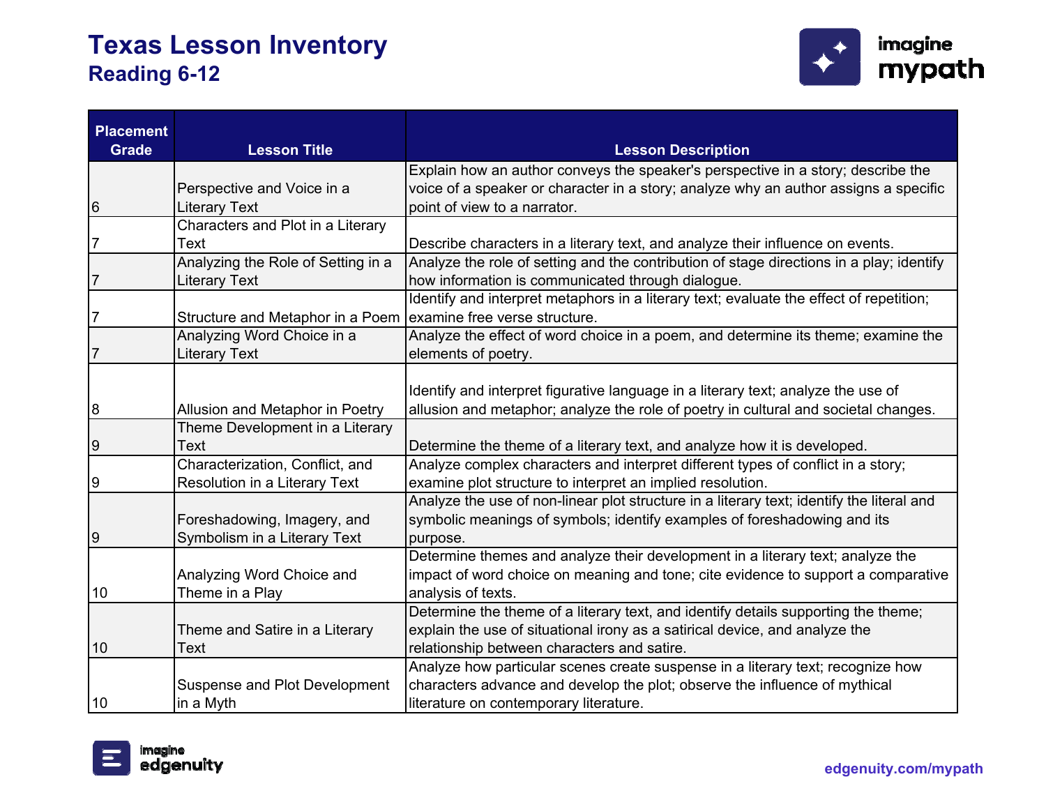# Texas Lesson Inventory

## Reading 6-12

| Placement Grade | Lesson Title | Lesson Description |
|---|---|---|
| 6 | Perspective and Voice in a Literary Text | Explain how an author conveys the speaker's perspective in a story; describe the voice of a speaker or character in a story; analyze why an author assigns a specific point of view to a narrator. |
| 7 | Characters and Plot in a Literary Text | Describe characters in a literary text, and analyze their influence on events. |
| 7 | Analyzing the Role of Setting in a Literary Text | Analyze the role of setting and the contribution of stage directions in a play; identify how information is communicated through dialogue. |
| 7 | Structure and Metaphor in a Poem | Identify and interpret metaphors in a literary text; evaluate the effect of repetition; examine free verse structure. |
| 7 | Analyzing Word Choice in a Literary Text | Analyze the effect of word choice in a poem, and determine its theme; examine the elements of poetry. |
| 8 | Allusion and Metaphor in Poetry | Identify and interpret figurative language in a literary text; analyze the use of allusion and metaphor; analyze the role of poetry in cultural and societal changes. |
| 9 | Theme Development in a Literary Text | Determine the theme of a literary text, and analyze how it is developed. |
| 9 | Characterization, Conflict, and Resolution in a Literary Text | Analyze complex characters and interpret different types of conflict in a story; examine plot structure to interpret an implied resolution. |
| 9 | Foreshadowing, Imagery, and Symbolism in a Literary Text | Analyze the use of non-linear plot structure in a literary text; identify the literal and symbolic meanings of symbols; identify examples of foreshadowing and its purpose. |
| 10 | Analyzing Word Choice and Theme in a Play | Determine themes and analyze their development in a literary text; analyze the impact of word choice on meaning and tone; cite evidence to support a comparative analysis of texts. |
| 10 | Theme and Satire in a Literary Text | Determine the theme of a literary text, and identify details supporting the theme; explain the use of situational irony as a satirical device, and analyze the relationship between characters and satire. |
| 10 | Suspense and Plot Development in a Myth | Analyze how particular scenes create suspense in a literary text; recognize how characters advance and develop the plot; observe the influence of mythical literature on contemporary literature. |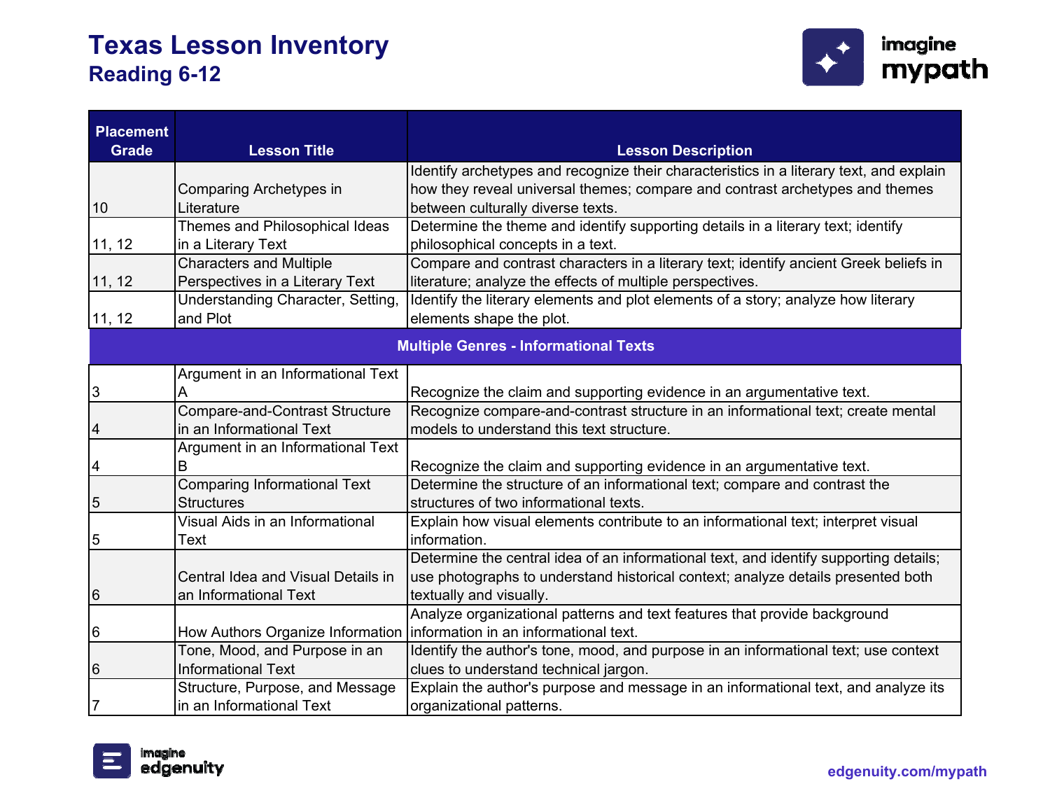# Texas Lesson Inventory

## Reading 6-12

| Placement Grade | Lesson Title | Lesson Description |
|---|---|---|
| 10 | Comparing Archetypes in Literature | Identify archetypes and recognize their characteristics in a literary text, and explain how they reveal universal themes; compare and contrast archetypes and themes between culturally diverse texts. |
| 11, 12 | Themes and Philosophical Ideas in a Literary Text | Determine the theme and identify supporting details in a literary text; identify philosophical concepts in a text. |
| 11, 12 | Characters and Multiple Perspectives in a Literary Text | Compare and contrast characters in a literary text; identify ancient Greek beliefs in literature; analyze the effects of multiple perspectives. |
| 11, 12 | Understanding Character, Setting, and Plot | Identify the literary elements and plot elements of a story; analyze how literary elements shape the plot. |
| **Multiple Genres - Informational Texts** | | |
| 3 | Argument in an Informational Text A | Recognize the claim and supporting evidence in an argumentative text. |
| 4 | Compare-and-Contrast Structure in an Informational Text | Recognize compare-and-contrast structure in an informational text; create mental models to understand this text structure. |
| 4 | Argument in an Informational Text B | Recognize the claim and supporting evidence in an argumentative text. |
| 5 | Comparing Informational Text Structures | Determine the structure of an informational text; compare and contrast the structures of two informational texts. |
| 5 | Visual Aids in an Informational Text | Explain how visual elements contribute to an informational text; interpret visual information. |
| 6 | Central Idea and Visual Details in an Informational Text | Determine the central idea of an informational text, and identify supporting details; use photographs to understand historical context; analyze details presented both textually and visually. |
| 6 | How Authors Organize Information | Analyze organizational patterns and text features that provide background information in an informational text. |
| 6 | Tone, Mood, and Purpose in an Informational Text | Identify the author's tone, mood, and purpose in an informational text; use context clues to understand technical jargon. |
| 7 | Structure, Purpose, and Message in an Informational Text | Explain the author's purpose and message in an informational text, and analyze its organizational patterns. |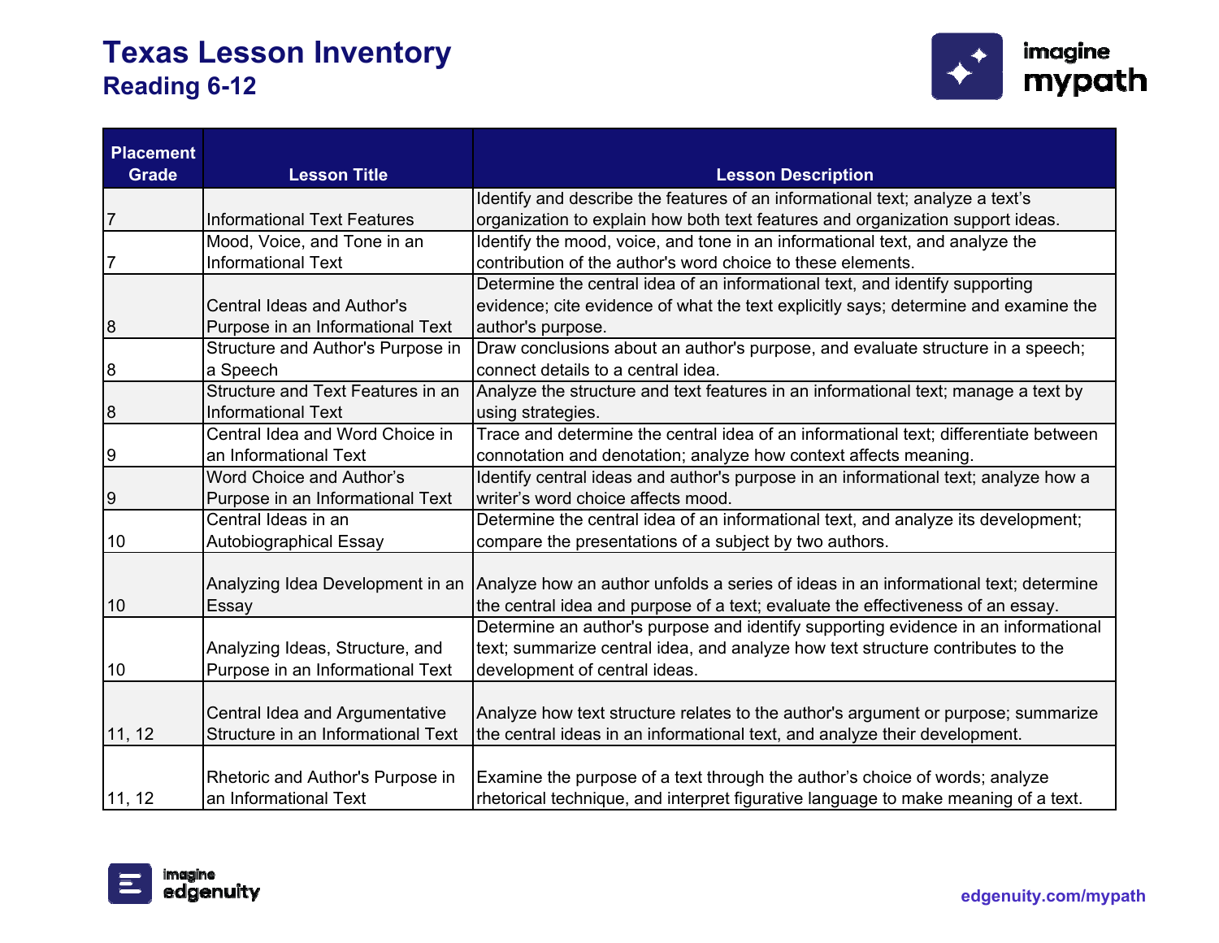# Texas Lesson Inventory

## Reading 6-12

| Placement Grade | Lesson Title | Lesson Description |
|---|---|---|
| 7 | Informational Text Features | Identify and describe the features of an informational text; analyze a text's organization to explain how both text features and organization support ideas. |
| 7 | Mood, Voice, and Tone in an Informational Text | Identify the mood, voice, and tone in an informational text, and analyze the contribution of the author's word choice to these elements. |
| 8 | Central Ideas and Author's Purpose in an Informational Text | Determine the central idea of an informational text, and identify supporting evidence; cite evidence of what the text explicitly says; determine and examine the author's purpose. |
| 8 | Structure and Author's Purpose in a Speech | Draw conclusions about an author's purpose, and evaluate structure in a speech; connect details to a central idea. |
| 8 | Structure and Text Features in an Informational Text | Analyze the structure and text features in an informational text; manage a text by using strategies. |
| 9 | Central Idea and Word Choice in an Informational Text | Trace and determine the central idea of an informational text; differentiate between connotation and denotation; analyze how context affects meaning. |
| 9 | Word Choice and Author's Purpose in an Informational Text | Identify central ideas and author's purpose in an informational text; analyze how a writer's word choice affects mood. |
| 10 | Central Ideas in an Autobiographical Essay | Determine the central idea of an informational text, and analyze its development; compare the presentations of a subject by two authors. |
| 10 | Analyzing Idea Development in an Essay | Analyze how an author unfolds a series of ideas in an informational text; determine the central idea and purpose of a text; evaluate the effectiveness of an essay. |
| 10 | Analyzing Ideas, Structure, and Purpose in an Informational Text | Determine an author's purpose and identify supporting evidence in an informational text; summarize central idea, and analyze how text structure contributes to the development of central ideas. |
| 11, 12 | Central Idea and Argumentative Structure in an Informational Text | Analyze how text structure relates to the author's argument or purpose; summarize the central ideas in an informational text, and analyze their development. |
| 11, 12 | Rhetoric and Author's Purpose in an Informational Text | Examine the purpose of a text through the author's choice of words; analyze rhetorical technique, and interpret figurative language to make meaning of a text. |

edgenuity.com/mypath